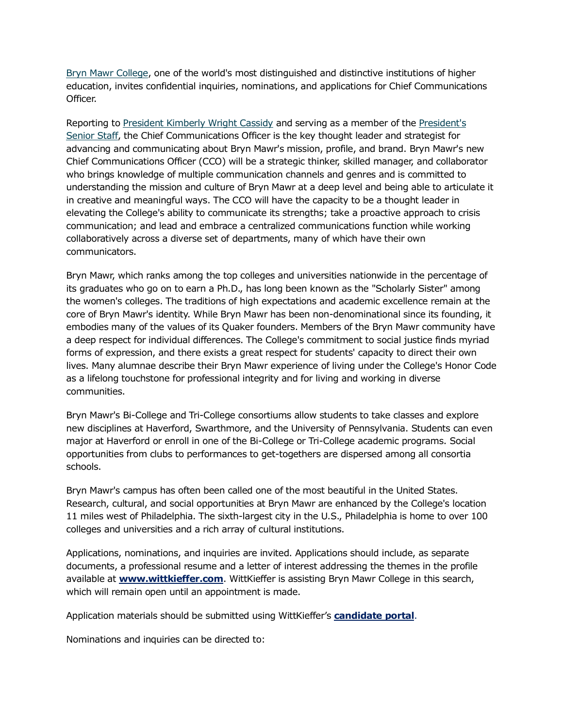Bryn Mawr College, one of the world's most distinguished and distinctive institutions of higher education, invites confidential inquiries, nominations, and applications for Chief Communications Officer.

Reporting to President Kimberly Wright Cassidy and serving as a member of the President's Senior Staff, the Chief Communications Officer is the key thought leader and strategist for advancing and communicating about Bryn Mawr's mission, profile, and brand. Bryn Mawr's new Chief Communications Officer (CCO) will be a strategic thinker, skilled manager, and collaborator who brings knowledge of multiple communication channels and genres and is committed to understanding the mission and culture of Bryn Mawr at a deep level and being able to articulate it in creative and meaningful ways. The CCO will have the capacity to be a thought leader in elevating the College's ability to communicate its strengths; take a proactive approach to crisis communication; and lead and embrace a centralized communications function while working collaboratively across a diverse set of departments, many of which have their own communicators.

Bryn Mawr, which ranks among the top colleges and universities nationwide in the percentage of its graduates who go on to earn a Ph.D., has long been known as the "Scholarly Sister" among the women's colleges. The traditions of high expectations and academic excellence remain at the core of Bryn Mawr's identity. While Bryn Mawr has been non-denominational since its founding, it embodies many of the values of its Quaker founders. Members of the Bryn Mawr community have a deep respect for individual differences. The College's commitment to social justice finds myriad forms of expression, and there exists a great respect for students' capacity to direct their own lives. Many alumnae describe their Bryn Mawr experience of living under the College's Honor Code as a lifelong touchstone for professional integrity and for living and working in diverse communities.

Bryn Mawr's Bi-College and Tri-College consortiums allow students to take classes and explore new disciplines at Haverford, Swarthmore, and the University of Pennsylvania. Students can even major at Haverford or enroll in one of the Bi-College or Tri-College academic programs. Social opportunities from clubs to performances to get-togethers are dispersed among all consortia schools.

Bryn Mawr's campus has often been called one of the most beautiful in the United States. Research, cultural, and social opportunities at Bryn Mawr are enhanced by the College's location 11 miles west of Philadelphia. The sixth-largest city in the U.S., Philadelphia is home to over 100 colleges and universities and a rich array of cultural institutions.

Applications, nominations, and inquiries are invited. Applications should include, as separate documents, a professional resume and a letter of interest addressing the themes in the profile available at **www.wittkieffer.com**. WittKieffer is assisting Bryn Mawr College in this search, which will remain open until an appointment is made.

Application materials should be submitted using WittKieffer's **candidate portal**.

Nominations and inquiries can be directed to: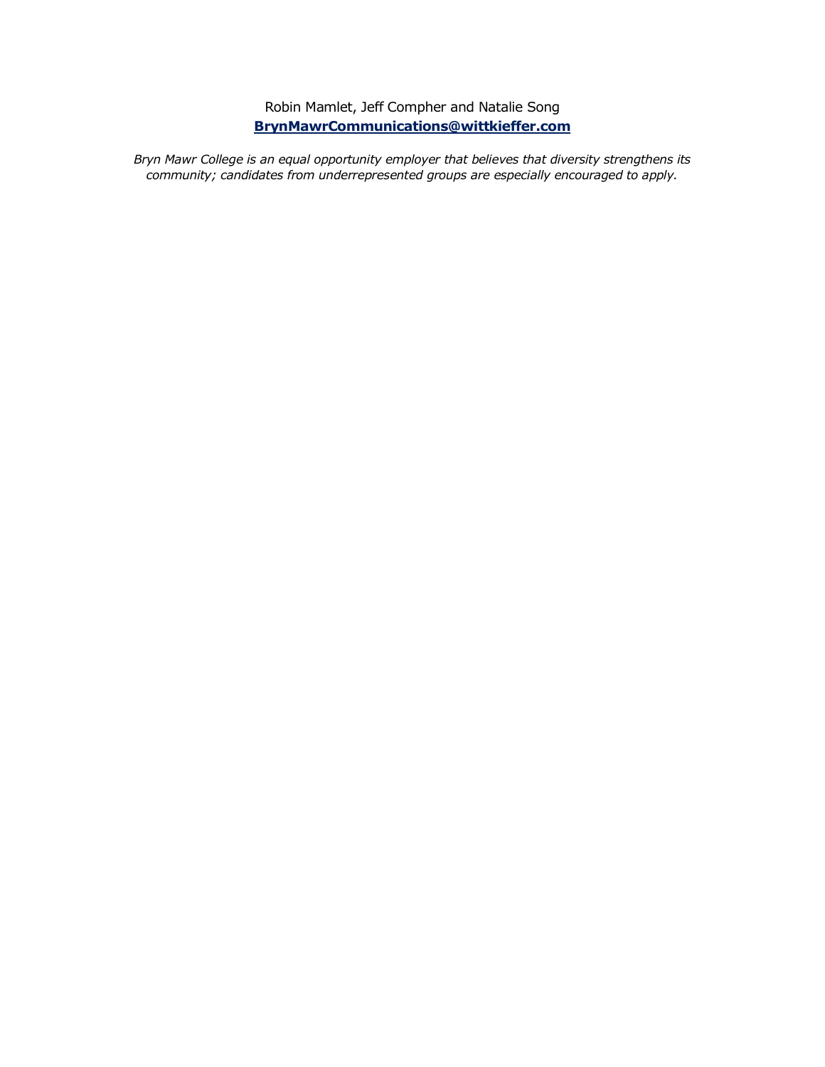Robin Mamlet, Jeff Compher and Natalie Song
**BrynMawrCommunications@wittkieffer.com**

*Bryn Mawr College is an equal opportunity employer that believes that diversity strengthens its community; candidates from underrepresented groups are especially encouraged to apply.*